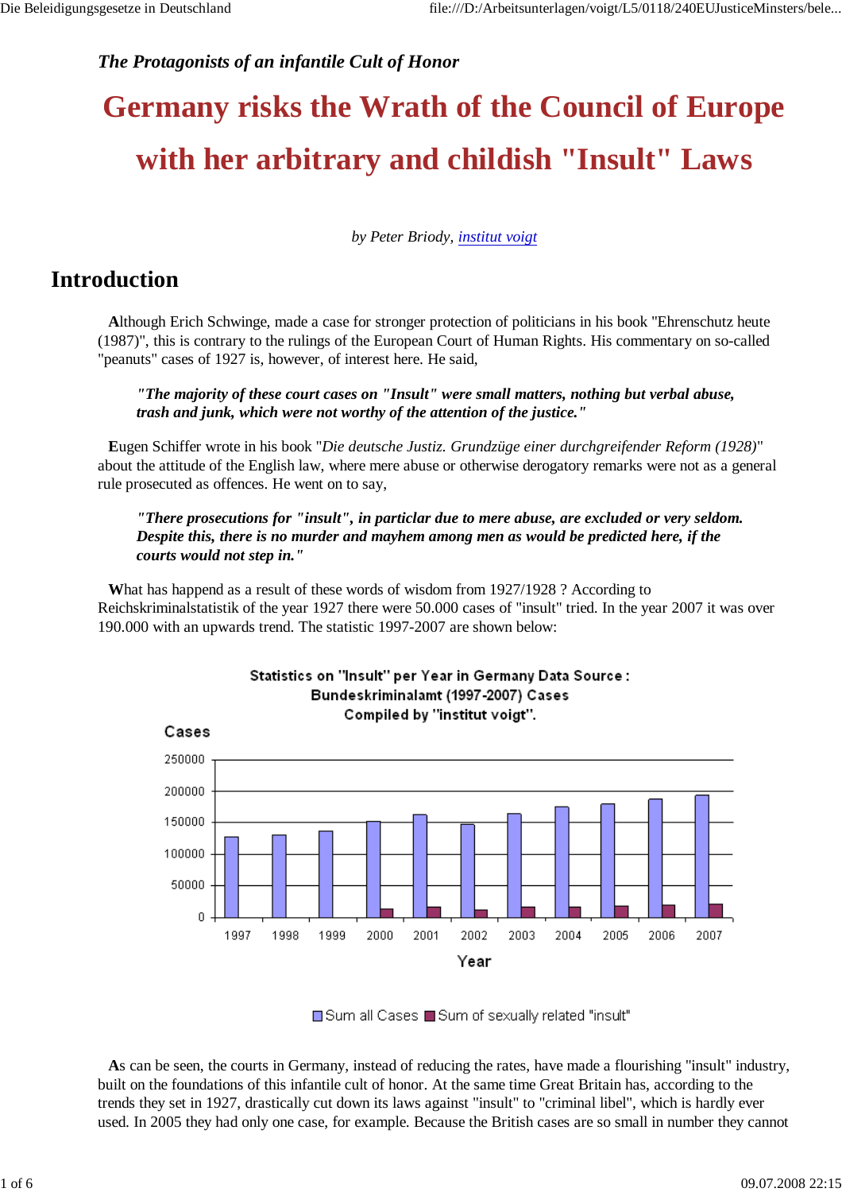*The Protagonists of an infantile Cult of Honor*

# Germany risks the Wrath of the Council of Europe with her arbitrary and childish "Insult" Laws

*by Peter Briody, institut voigt*

## Introduction

**A**lthough Erich Schwinge, made a case for stronger protection of politicians in his book "Ehrenschutz heute (1987)", this is contrary to the rulings of the European Court of Human Rights. His commentary on so-called "peanuts" cases of 1927 is, however, of interest here. He said,

> ***"The majority of these court cases on "Insult" were small matters, nothing but verbal abuse, trash and junk, which were not worthy of the attention of the justice."***

**E**ugen Schiffer wrote in his book "*Die deutsche Justiz. Grundzüge einer durchgreifender Reform (1928)*" about the attitude of the English law, where mere abuse or otherwise derogatory remarks were not as a general rule prosecuted as offences. He went on to say,

> ***"There prosecutions for "insult", in particlar due to mere abuse, are excluded or very seldom. Despite this, there is no murder and mayhem among men as would be predicted here, if the courts would not step in."***

**W**hat has happend as a result of these words of wisdom from 1927/1928 ? According to Reichskriminalstatistik of the year 1927 there were 50.000 cases of "insult" tried. In the year 2007 it was over 190.000 with an upwards trend. The statistic 1997-2007 are shown below:

**Statistics on "Insult" per Year in Germany Data Source : Bundeskriminalamt (1997-2007) Cases Compiled by "institut voigt".**

Legend: Sum all Cases; Sum of sexually related "insult"

**A**s can be seen, the courts in Germany, instead of reducing the rates, have made a flourishing "insult" industry, built on the foundations of this infantile cult of honor. At the same time Great Britain has, according to the trends they set in 1927, drastically cut down its laws against "insult" to "criminal libel", which is hardly ever used. In 2005 they had only one case, for example. Because the British cases are so small in number they cannot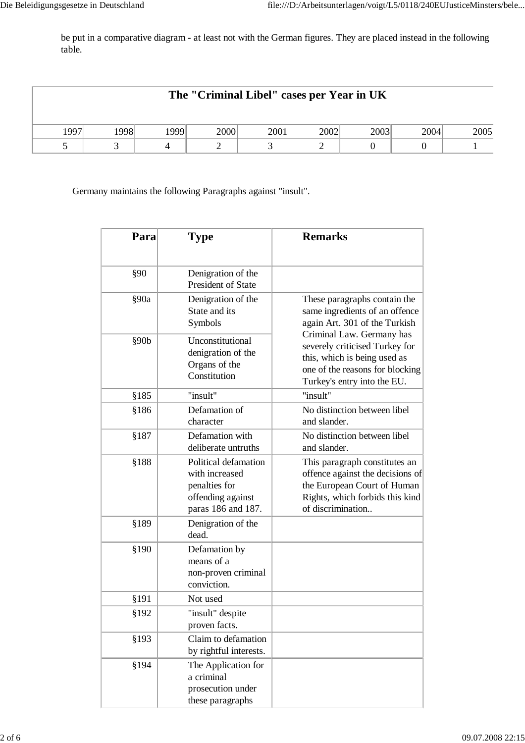be put in a comparative diagram - at least not with the German figures. They are placed instead in the following table.

| The "Criminal Libel" cases per Year in UK | | | | | | | | |
|---|---|---|---|---|---|---|---|---|
| 1997 | 1998 | 1999 | 2000 | 2001 | 2002 | 2003 | 2004 | 2005 |
| 5 | 3 | 4 | 2 | 3 | 2 | 0 | 0 | 1 |

Germany maintains the following Paragraphs against "insult".

| Para | Type | Remarks |
|---|---|---|
| §90 | Denigration of the President of State | |
| §90a | Denigration of the State and its Symbols | These paragraphs contain the same ingredients of an offence again Art. 301 of the Turkish Criminal Law. Germany has severely criticised Turkey for this, which is being used as one of the reasons for blocking Turkey's entry into the EU. |
| §90b | Unconstitutional denigration of the Organs of the Constitution | |
| §185 | "insult" | "insult" |
| §186 | Defamation of character | No distinction between libel and slander. |
| §187 | Defamation with deliberate untruths | No distinction between libel and slander. |
| §188 | Political defamation with increased penalties for offending against paras 186 and 187. | This paragraph constitutes an offence against the decisions of the European Court of Human Rights, which forbids this kind of discrimination.. |
| §189 | Denigration of the dead. | |
| §190 | Defamation by means of a non-proven criminal conviction. | |
| §191 | Not used | |
| §192 | "insult" despite proven facts. | |
| §193 | Claim to defamation by rightful interests. | |
| §194 | The Application for a criminal prosecution under these paragraphs | |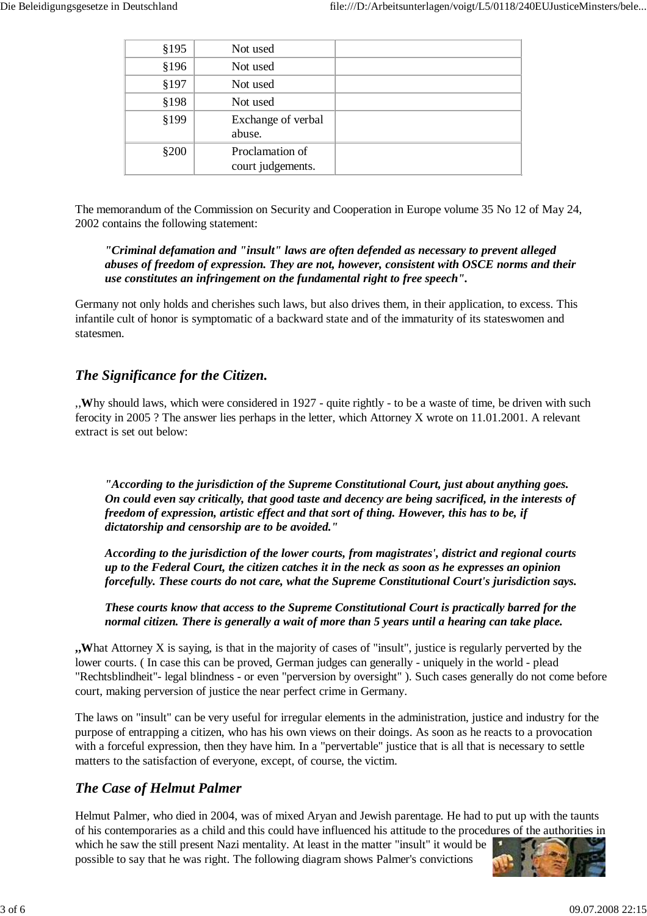| | | |
|---|---|---|
| §195 | Not used | |
| §196 | Not used | |
| §197 | Not used | |
| §198 | Not used | |
| §199 | Exchange of verbal abuse. | |
| §200 | Proclamation of court judgements. | |

The memorandum of the Commission on Security and Cooperation in Europe volume 35 No 12 of May 24, 2002 contains the following statement:

> ***"Criminal defamation and "insult" laws are often defended as necessary to prevent alleged abuses of freedom of expression. They are not, however, consistent with OSCE norms and their use constitutes an infringement on the fundamental right to free speech".***

Germany not only holds and cherishes such laws, but also drives them, in their application, to excess. This infantile cult of honor is symptomatic of a backward state and of the immaturity of its stateswomen and statesmen.

## *The Significance for the Citizen.*

,,**W**hy should laws, which were considered in 1927 - quite rightly - to be a waste of time, be driven with such ferocity in 2005 ? The answer lies perhaps in the letter, which Attorney X wrote on 11.01.2001. A relevant extract is set out below:

> ***"According to the jurisdiction of the Supreme Constitutional Court, just about anything goes. On could even say critically, that good taste and decency are being sacrificed, in the interests of freedom of expression, artistic effect and that sort of thing. However, this has to be, if dictatorship and censorship are to be avoided."***
>
> ***According to the jurisdiction of the lower courts, from magistrates', district and regional courts up to the Federal Court, the citizen catches it in the neck as soon as he expresses an opinion forcefully. These courts do not care, what the Supreme Constitutional Court's jurisdiction says.***
>
> ***These courts know that access to the Supreme Constitutional Court is practically barred for the normal citizen. There is generally a wait of more than 5 years until a hearing can take place.***

**,,W**hat Attorney X is saying, is that in the majority of cases of "insult", justice is regularly perverted by the lower courts. ( In case this can be proved, German judges can generally - uniquely in the world - plead "Rechtsblindheit"- legal blindness - or even "perversion by oversight" ). Such cases generally do not come before court, making perversion of justice the near perfect crime in Germany.

The laws on "insult" can be very useful for irregular elements in the administration, justice and industry for the purpose of entrapping a citizen, who has his own views on their doings. As soon as he reacts to a provocation with a forceful expression, then they have him. In a "pervertable" justice that is all that is necessary to settle matters to the satisfaction of everyone, except, of course, the victim.

## *The Case of Helmut Palmer*

Helmut Palmer, who died in 2004, was of mixed Aryan and Jewish parentage. He had to put up with the taunts of his contemporaries as a child and this could have influenced his attitude to the procedures of the authorities in which he saw the still present Nazi mentality. At least in the matter "insult" it would be possible to say that he was right. The following diagram shows Palmer's convictions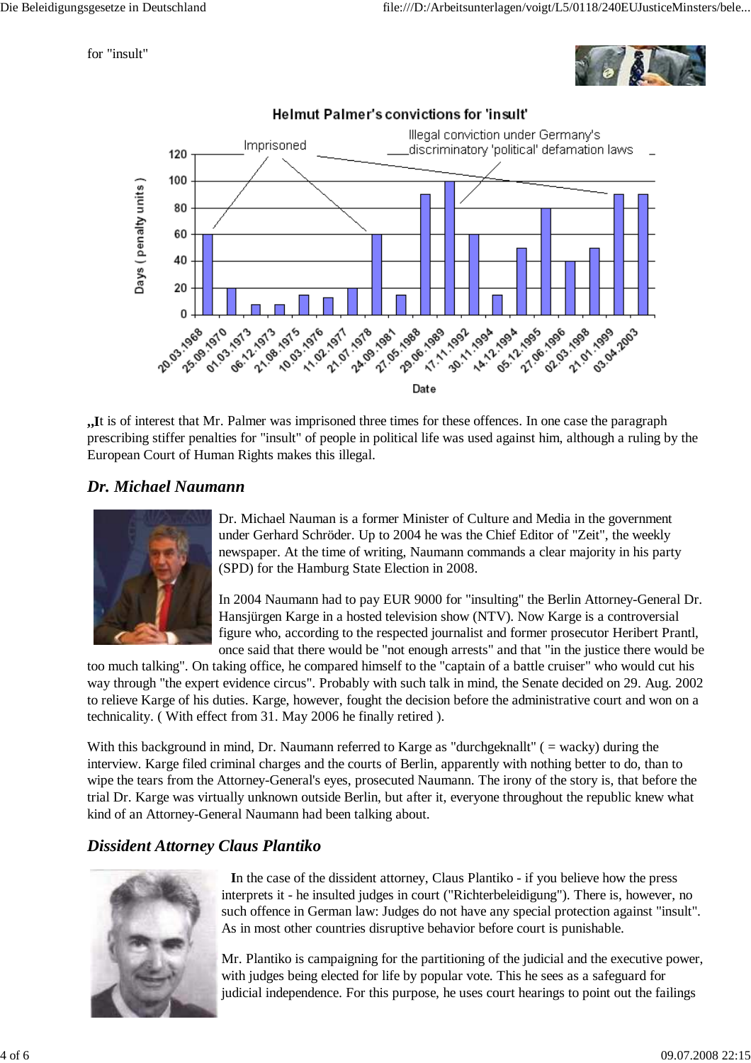for "insult"

„It is of interest that Mr. Palmer was imprisoned three times for these offences. In one case the paragraph prescribing stiffer penalties for "insult" of people in political life was used against him, although a ruling by the European Court of Human Rights makes this illegal.

## *Dr. Michael Naumann*

Dr. Michael Nauman is a former Minister of Culture and Media in the government under Gerhard Schröder. Up to 2004 he was the Chief Editor of "Zeit", the weekly newspaper. At the time of writing, Naumann commands a clear majority in his party (SPD) for the Hamburg State Election in 2008.

In 2004 Naumann had to pay EUR 9000 for "insulting" the Berlin Attorney-General Dr. Hansjürgen Karge in a hosted television show (NTV). Now Karge is a controversial figure who, according to the respected journalist and former prosecutor Heribert Prantl, once said that there would be "not enough arrests" and that "in the justice there would be too much talking". On taking office, he compared himself to the "captain of a battle cruiser" who would cut his way through "the expert evidence circus". Probably with such talk in mind, the Senate decided on 29. Aug. 2002 to relieve Karge of his duties. Karge, however, fought the decision before the administrative court and won on a technicality. ( With effect from 31. May 2006 he finally retired ).

With this background in mind, Dr. Naumann referred to Karge as "durchgeknallt" ( = wacky) during the interview. Karge filed criminal charges and the courts of Berlin, apparently with nothing better to do, than to wipe the tears from the Attorney-General's eyes, prosecuted Naumann. The irony of the story is, that before the trial Dr. Karge was virtually unknown outside Berlin, but after it, everyone throughout the republic knew what kind of an Attorney-General Naumann had been talking about.

## *Dissident Attorney Claus Plantiko*

In the case of the dissident attorney, Claus Plantiko - if you believe how the press interprets it - he insulted judges in court ("Richterbeleidigung"). There is, however, no such offence in German law: Judges do not have any special protection against "insult". As in most other countries disruptive behavior before court is punishable.

Mr. Plantiko is campaigning for the partitioning of the judicial and the executive power, with judges being elected for life by popular vote. This he sees as a safeguard for judicial independence. For this purpose, he uses court hearings to point out the failings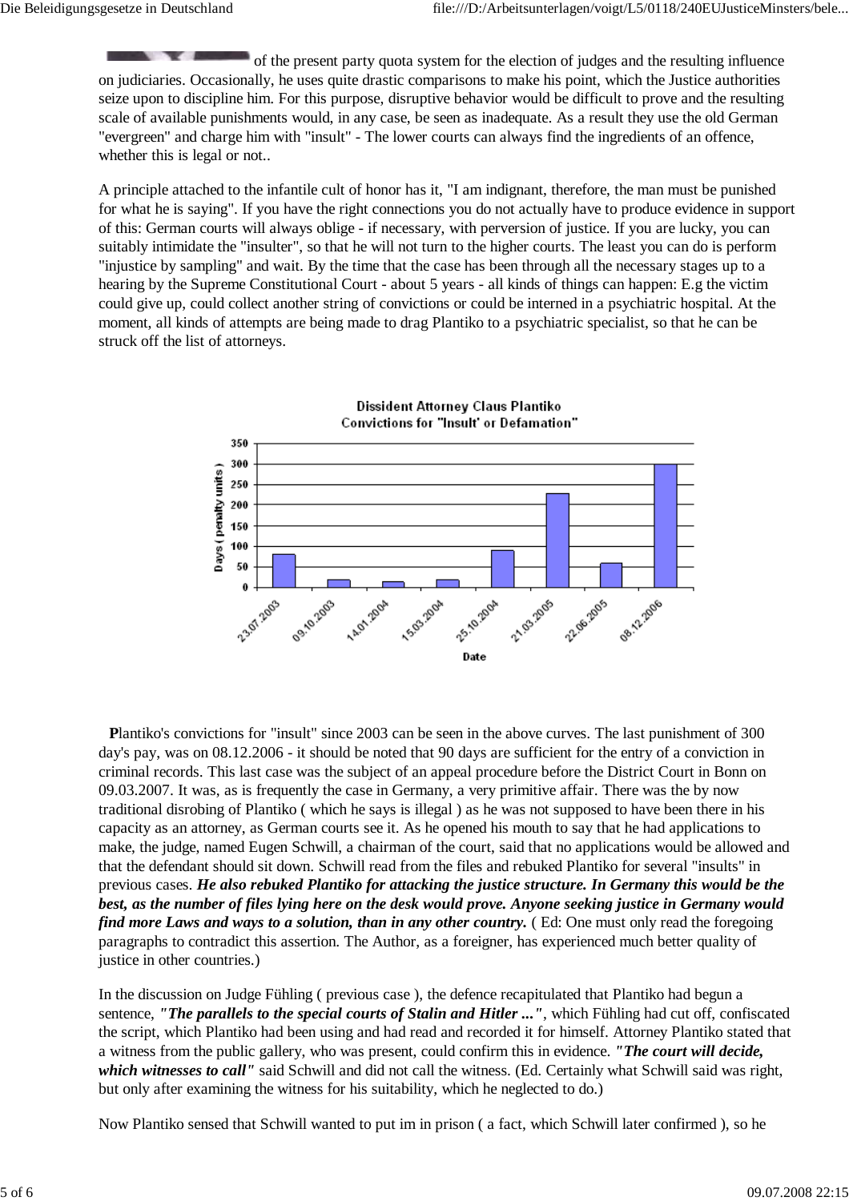of the present party quota system for the election of judges and the resulting influence on judiciaries. Occasionally, he uses quite drastic comparisons to make his point, which the Justice authorities seize upon to discipline him. For this purpose, disruptive behavior would be difficult to prove and the resulting scale of available punishments would, in any case, be seen as inadequate. As a result they use the old German "evergreen" and charge him with "insult" - The lower courts can always find the ingredients of an offence, whether this is legal or not..

A principle attached to the infantile cult of honor has it, "I am indignant, therefore, the man must be punished for what he is saying". If you have the right connections you do not actually have to produce evidence in support of this: German courts will always oblige - if necessary, with perversion of justice. If you are lucky, you can suitably intimidate the "insulter", so that he will not turn to the higher courts. The least you can do is perform "injustice by sampling" and wait. By the time that the case has been through all the necessary stages up to a hearing by the Supreme Constitutional Court - about 5 years - all kinds of things can happen: E.g the victim could give up, could collect another string of convictions or could be interned in a psychiatric hospital. At the moment, all kinds of attempts are being made to drag Plantiko to a psychiatric specialist, so that he can be struck off the list of attorneys.

**Dissident Attorney Claus Plantiko Convictions for "Insult" or Defamation"**

**P**lantiko's convictions for "insult" since 2003 can be seen in the above curves. The last punishment of 300 day's pay, was on 08.12.2006 - it should be noted that 90 days are sufficient for the entry of a conviction in criminal records. This last case was the subject of an appeal procedure before the District Court in Bonn on 09.03.2007. It was, as is frequently the case in Germany, a very primitive affair. There was the by now traditional disrobing of Plantiko ( which he says is illegal ) as he was not supposed to have been there in his capacity as an attorney, as German courts see it. As he opened his mouth to say that he had applications to make, the judge, named Eugen Schwill, a chairman of the court, said that no applications would be allowed and that the defendant should sit down. Schwill read from the files and rebuked Plantiko for several "insults" in previous cases. ***He also rebuked Plantiko for attacking the justice structure. In Germany this would be the best, as the number of files lying here on the desk would prove. Anyone seeking justice in Germany would find more Laws and ways to a solution, than in any other country.*** ( Ed: One must only read the foregoing paragraphs to contradict this assertion. The Author, as a foreigner, has experienced much better quality of justice in other countries.)

In the discussion on Judge Fühling ( previous case ), the defence recapitulated that Plantiko had begun a sentence, ***"The parallels to the special courts of Stalin and Hitler ..."***, which Fühling had cut off, confiscated the script, which Plantiko had been using and had read and recorded it for himself. Attorney Plantiko stated that a witness from the public gallery, who was present, could confirm this in evidence. ***"The court will decide, which witnesses to call"*** said Schwill and did not call the witness. (Ed. Certainly what Schwill said was right, but only after examining the witness for his suitability, which he neglected to do.)

Now Plantiko sensed that Schwill wanted to put im in prison ( a fact, which Schwill later confirmed ), so he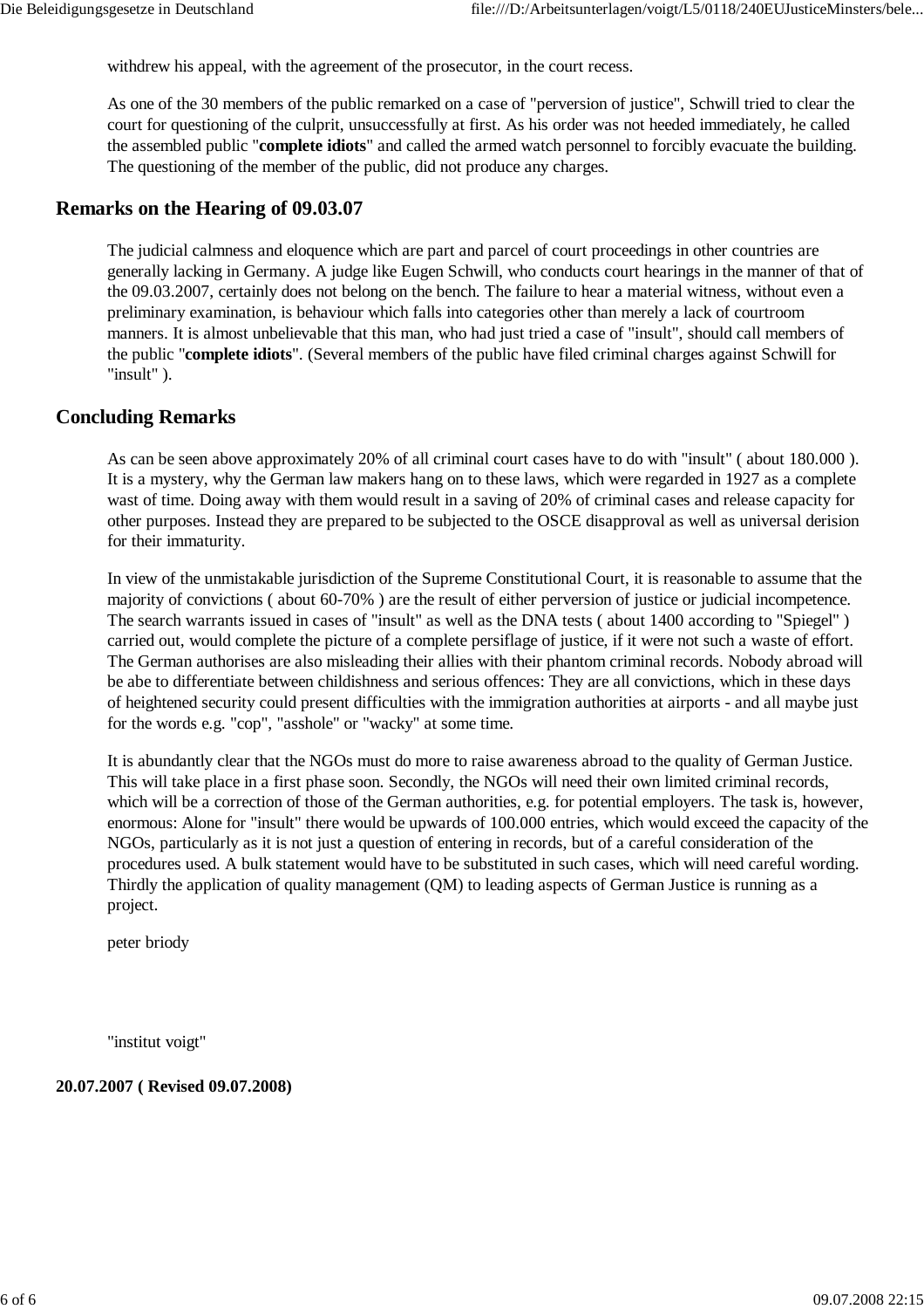withdrew his appeal, with the agreement of the prosecutor, in the court recess.

As one of the 30 members of the public remarked on a case of "perversion of justice", Schwill tried to clear the court for questioning of the culprit, unsuccessfully at first. As his order was not heeded immediately, he called the assembled public "**complete idiots**" and called the armed watch personnel to forcibly evacuate the building. The questioning of the member of the public, did not produce any charges.

## Remarks on the Hearing of 09.03.07

The judicial calmness and eloquence which are part and parcel of court proceedings in other countries are generally lacking in Germany. A judge like Eugen Schwill, who conducts court hearings in the manner of that of the 09.03.2007, certainly does not belong on the bench. The failure to hear a material witness, without even a preliminary examination, is behaviour which falls into categories other than merely a lack of courtroom manners. It is almost unbelievable that this man, who had just tried a case of "insult", should call members of the public "**complete idiots**". (Several members of the public have filed criminal charges against Schwill for "insult" ).

## Concluding Remarks

As can be seen above approximately 20% of all criminal court cases have to do with "insult" ( about 180.000 ). It is a mystery, why the German law makers hang on to these laws, which were regarded in 1927 as a complete wast of time. Doing away with them would result in a saving of 20% of criminal cases and release capacity for other purposes. Instead they are prepared to be subjected to the OSCE disapproval as well as universal derision for their immaturity.

In view of the unmistakable jurisdiction of the Supreme Constitutional Court, it is reasonable to assume that the majority of convictions ( about 60-70% ) are the result of either perversion of justice or judicial incompetence. The search warrants issued in cases of "insult" as well as the DNA tests ( about 1400 according to "Spiegel" ) carried out, would complete the picture of a complete persiflage of justice, if it were not such a waste of effort. The German authorises are also misleading their allies with their phantom criminal records. Nobody abroad will be abe to differentiate between childishness and serious offences: They are all convictions, which in these days of heightened security could present difficulties with the immigration authorities at airports - and all maybe just for the words e.g. "cop", "asshole" or "wacky" at some time.

It is abundantly clear that the NGOs must do more to raise awareness abroad to the quality of German Justice. This will take place in a first phase soon. Secondly, the NGOs will need their own limited criminal records, which will be a correction of those of the German authorities, e.g. for potential employers. The task is, however, enormous: Alone for "insult" there would be upwards of 100.000 entries, which would exceed the capacity of the NGOs, particularly as it is not just a question of entering in records, but of a careful consideration of the procedures used. A bulk statement would have to be substituted in such cases, which will need careful wording. Thirdly the application of quality management (QM) to leading aspects of German Justice is running as a project.

peter briody

"institut voigt"

**20.07.2007 ( Revised 09.07.2008)**